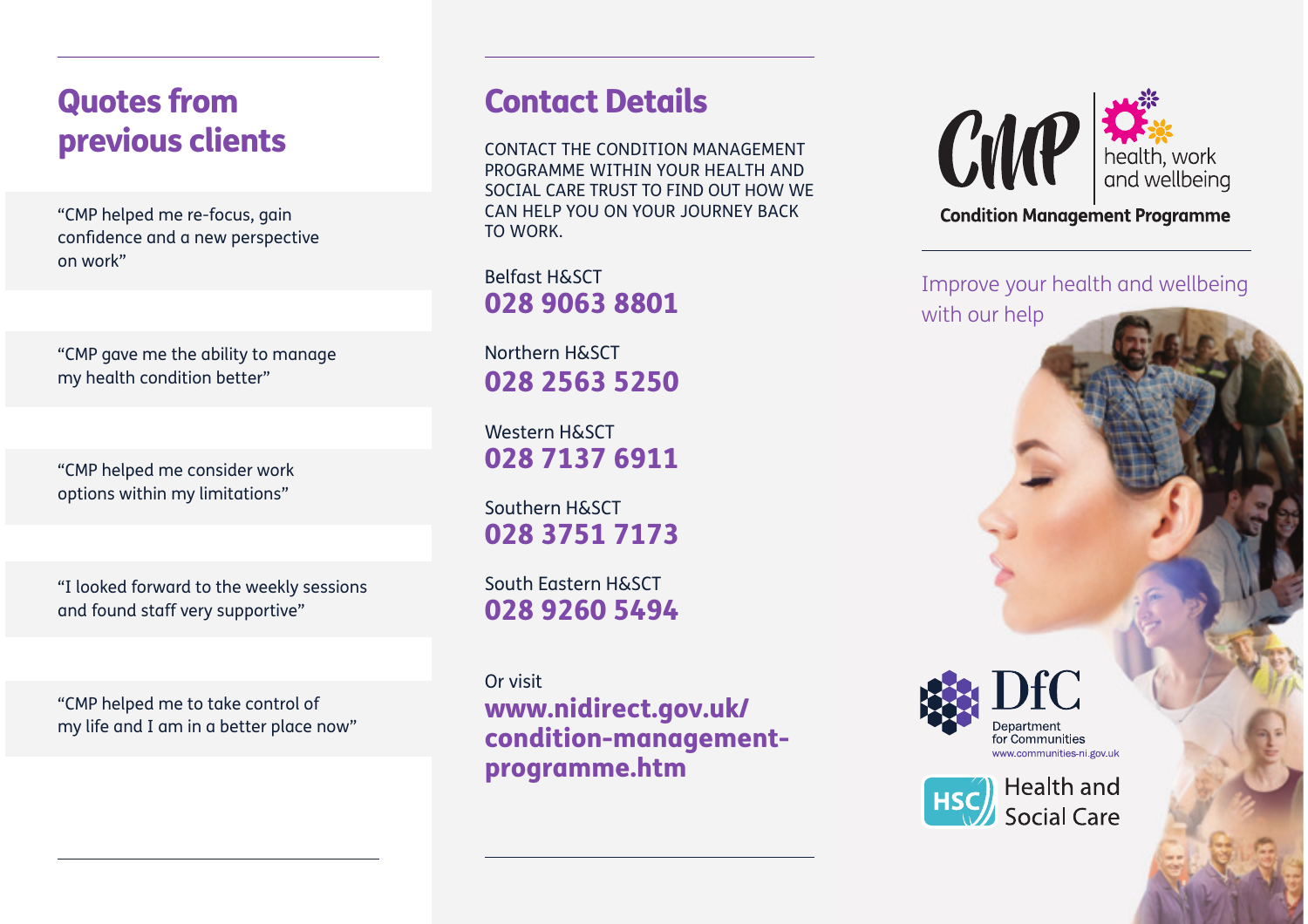## Quotes from previous clients

"CMP helped me re-focus, gain confidence and a new perspective on work"

"CMP gave me the ability to manage my health condition better"

"CMP helped me consider work options within my limitations"

"I looked forward to the weekly sessions and found staff very supportive"

"CMP helped me to take control of my life and I am in a better place now"

## Contact Details

CONTACT THE CONDITION MANAGEMENT PROGRAMME WITHIN YOUR HEALTH AND SOCIAL CARE TRUST TO FIND OUT HOW WE CAN HELP YOU ON YOUR JOURNEY BACK TO WORK.

Belfast H&SCT
**028 9063 8801**

Northern H&SCT
**028 2563 5250**

Western H&SCT
**028 7137 6911**

Southern H&SCT
**028 3751 7173**

South Eastern H&SCT
**028 9260 5494**

Or visit
**www.nidirect.gov.uk/condition-management-programme.htm**

CMP health, work and wellbeing

**Condition Management Programme**

Improve your health and wellbeing with our help

DfC Department for Communities
www.communities-ni.gov.uk

HSC Health and Social Care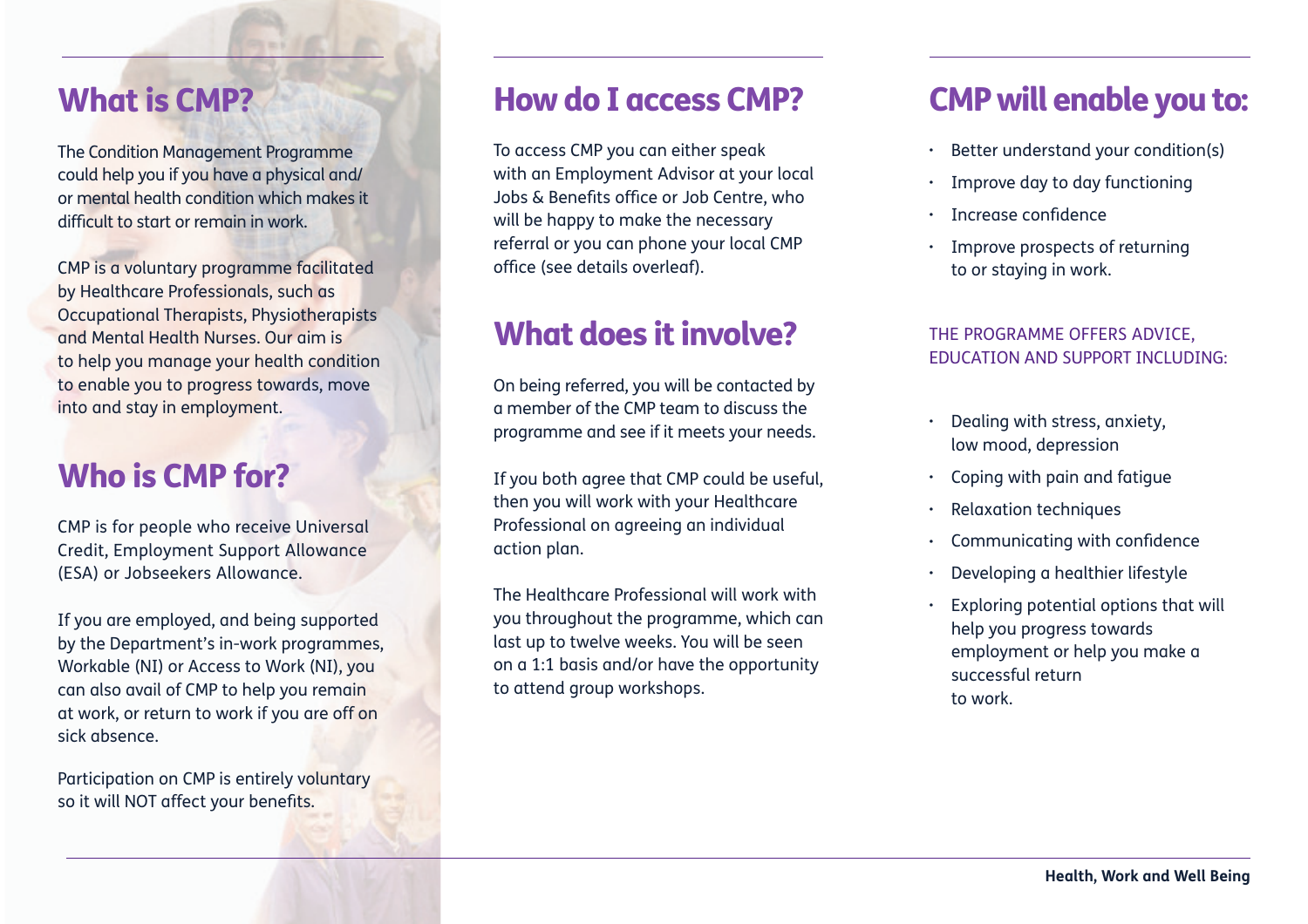## What is CMP?

The Condition Management Programme could help you if you have a physical and/ or mental health condition which makes it difficult to start or remain in work.

CMP is a voluntary programme facilitated by Healthcare Professionals, such as Occupational Therapists, Physiotherapists and Mental Health Nurses. Our aim is to help you manage your health condition to enable you to progress towards, move into and stay in employment.

## Who is CMP for?

CMP is for people who receive Universal Credit, Employment Support Allowance (ESA) or Jobseekers Allowance.

If you are employed, and being supported by the Department's in-work programmes, Workable (NI) or Access to Work (NI), you can also avail of CMP to help you remain at work, or return to work if you are off on sick absence.

Participation on CMP is entirely voluntary so it will NOT affect your benefits.

## How do I access CMP?

To access CMP you can either speak with an Employment Advisor at your local Jobs & Benefits office or Job Centre, who will be happy to make the necessary referral or you can phone your local CMP office (see details overleaf).

## What does it involve?

On being referred, you will be contacted by a member of the CMP team to discuss the programme and see if it meets your needs.

If you both agree that CMP could be useful, then you will work with your Healthcare Professional on agreeing an individual action plan.

The Healthcare Professional will work with you throughout the programme, which can last up to twelve weeks. You will be seen on a 1:1 basis and/or have the opportunity to attend group workshops.

## CMP will enable you to:

- Better understand your condition(s)
- Improve day to day functioning
- Increase confidence
- Improve prospects of returning to or staying in work.

THE PROGRAMME OFFERS ADVICE, EDUCATION AND SUPPORT INCLUDING:

- Dealing with stress, anxiety, low mood, depression
- Coping with pain and fatigue
- Relaxation techniques
- Communicating with confidence
- Developing a healthier lifestyle
- Exploring potential options that will help you progress towards employment or help you make a successful return to work.

**Health, Work and Well Being**